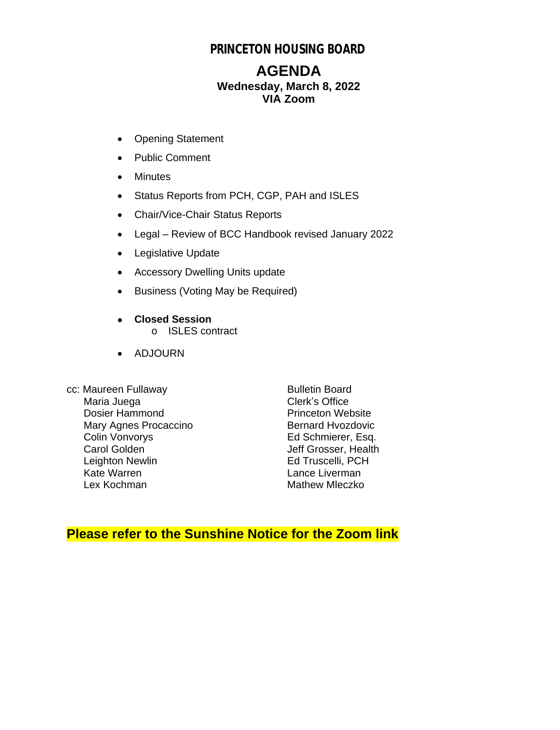# PRINCETON HOUSING BOARD

## AGENDA

**Wednesday, March 8, 2022**
**VIA Zoom**

- Opening Statement
- Public Comment
- Minutes
- Status Reports from PCH, CGP, PAH and ISLES
- Chair/Vice-Chair Status Reports
- Legal – Review of BCC Handbook revised January 2022
- Legislative Update
- Accessory Dwelling Units update
- Business (Voting May be Required)
- **Closed Session**
  - ISLES contract
- ADJOURN

cc: Maureen Fullaway
Maria Juega
Dosier Hammond
Mary Agnes Procaccino
Colin Vonvorys
Carol Golden
Leighton Newlin
Kate Warren
Lex Kochman
Bulletin Board
Clerk's Office
Princeton Website
Bernard Hvozdovic
Ed Schmierer, Esq.
Jeff Grosser, Health
Ed Truscelli, PCH
Lance Liverman
Mathew Mleczko

**Please refer to the Sunshine Notice for the Zoom link**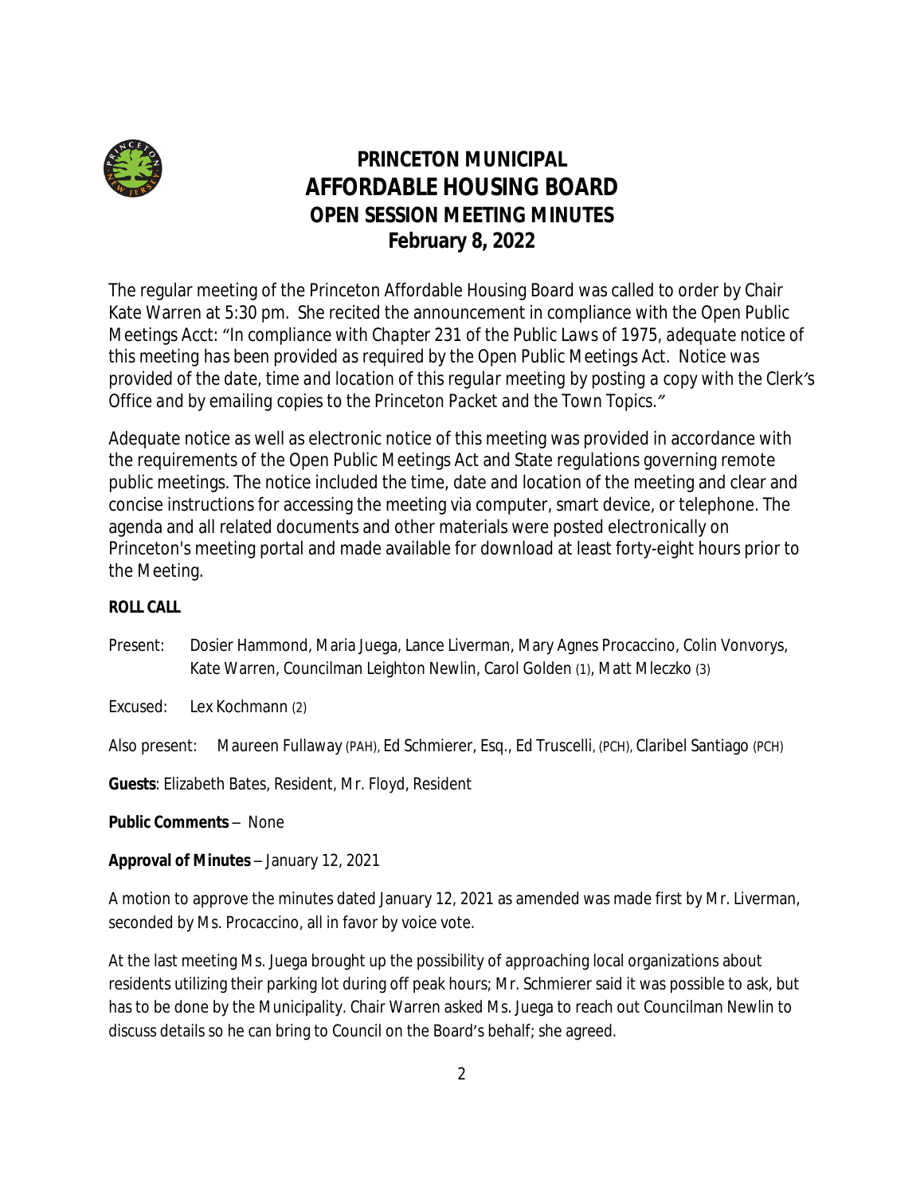# PRINCETON MUNICIPAL AFFORDABLE HOUSING BOARD OPEN SESSION MEETING MINUTES February 8, 2022

The regular meeting of the Princeton Affordable Housing Board was called to order by Chair Kate Warren at 5:30 pm. She recited the announcement in compliance with the Open Public Meetings Acct: *"In compliance with Chapter 231 of the Public Laws of 1975, adequate notice of this meeting has been provided as required by the Open Public Meetings Act. Notice was provided of the date, time and location of this regular meeting by posting a copy with the Clerk's Office and by emailing copies to the Princeton Packet and the Town Topics."*

Adequate notice as well as electronic notice of this meeting was provided in accordance with the requirements of the Open Public Meetings Act and State regulations governing remote public meetings. The notice included the time, date and location of the meeting and clear and concise instructions for accessing the meeting via computer, smart device, or telephone. The agenda and all related documents and other materials were posted electronically on Princeton's meeting portal and made available for download at least forty-eight hours prior to the Meeting.

**ROLL CALL**

Present: Dosier Hammond, Maria Juega, Lance Liverman, Mary Agnes Procaccino, Colin Vonvorys, Kate Warren, Councilman Leighton Newlin, Carol Golden (1), Matt Mleczko (3)

Excused: Lex Kochmann (2)

Also present: Maureen Fullaway (PAH), Ed Schmierer, Esq., Ed Truscelli, (PCH), Claribel Santiago (PCH)

**Guests**: Elizabeth Bates, Resident, Mr. Floyd, Resident

**Public Comments** – None

**Approval of Minutes** – January 12, 2021

A motion to approve the minutes dated January 12, 2021 as amended was made first by Mr. Liverman, seconded by Ms. Procaccino, all in favor by voice vote.

At the last meeting Ms. Juega brought up the possibility of approaching local organizations about residents utilizing their parking lot during off peak hours; Mr. Schmierer said it was possible to ask, but has to be done by the Municipality. Chair Warren asked Ms. Juega to reach out Councilman Newlin to discuss details so he can bring to Council on the Board's behalf; she agreed.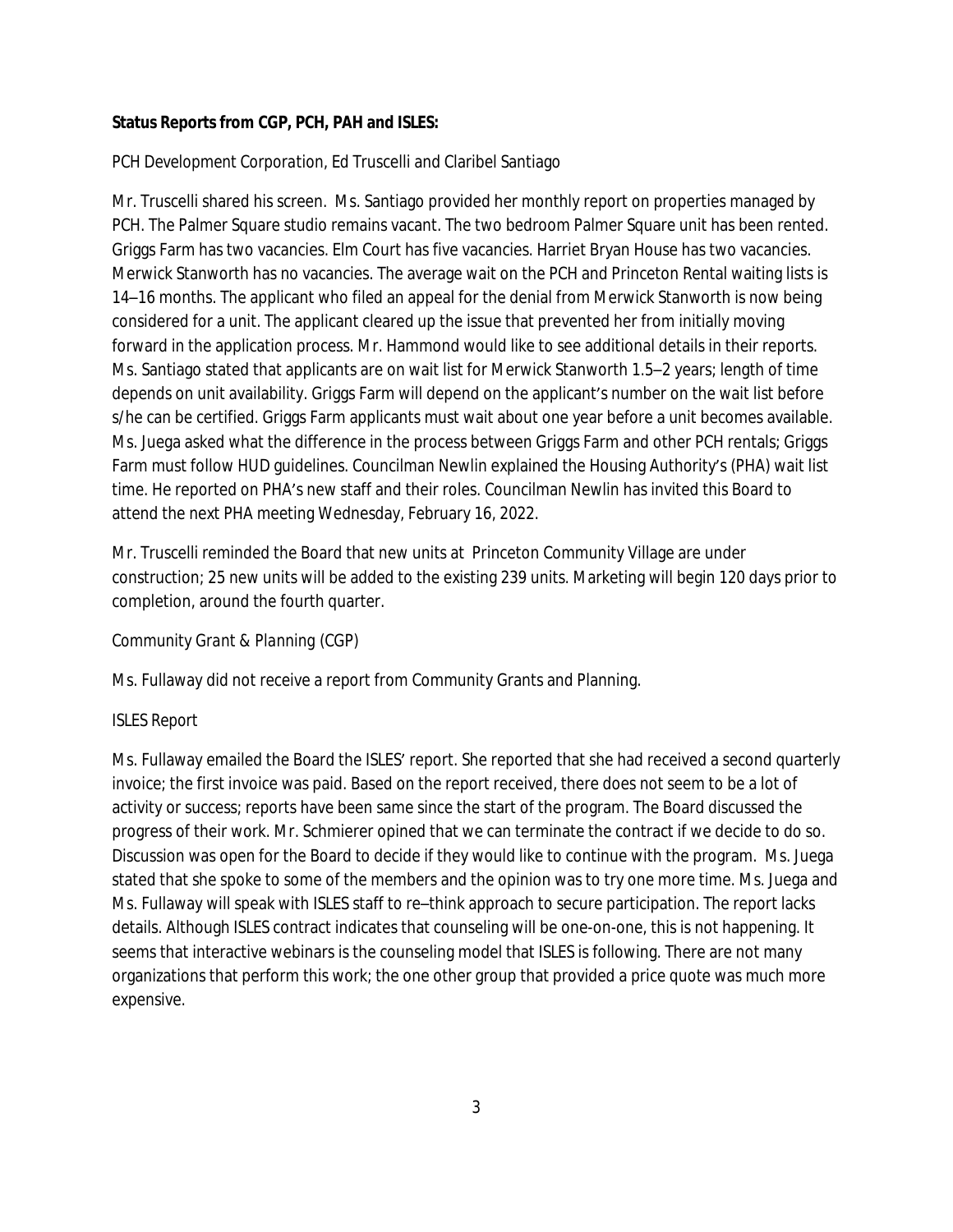**Status Reports from CGP, PCH, PAH and ISLES:**

*PCH Development Corporation, Ed Truscelli and Claribel Santiago*

Mr. Truscelli shared his screen. Ms. Santiago provided her monthly report on properties managed by PCH. The Palmer Square studio remains vacant. The two bedroom Palmer Square unit has been rented. Griggs Farm has two vacancies. Elm Court has five vacancies. Harriet Bryan House has two vacancies. Merwick Stanworth has no vacancies. The average wait on the PCH and Princeton Rental waiting lists is 14–16 months. The applicant who filed an appeal for the denial from Merwick Stanworth is now being considered for a unit. The applicant cleared up the issue that prevented her from initially moving forward in the application process. Mr. Hammond would like to see additional details in their reports. Ms. Santiago stated that applicants are on wait list for Merwick Stanworth 1.5–2 years; length of time depends on unit availability. Griggs Farm will depend on the applicant's number on the wait list before s/he can be certified. Griggs Farm applicants must wait about one year before a unit becomes available. Ms. Juega asked what the difference in the process between Griggs Farm and other PCH rentals; Griggs Farm must follow HUD guidelines. Councilman Newlin explained the Housing Authority's (PHA) wait list time. He reported on PHA's new staff and their roles. Councilman Newlin has invited this Board to attend the next PHA meeting Wednesday, February 16, 2022.

Mr. Truscelli reminded the Board that new units at Princeton Community Village are under construction; 25 new units will be added to the existing 239 units. Marketing will begin 120 days prior to completion, around the fourth quarter.

*Community Grant & Planning (CGP)*

Ms. Fullaway did not receive a report from Community Grants and Planning.

*ISLES Report*

Ms. Fullaway emailed the Board the ISLES' report. She reported that she had received a second quarterly invoice; the first invoice was paid. Based on the report received, there does not seem to be a lot of activity or success; reports have been same since the start of the program. The Board discussed the progress of their work. Mr. Schmierer opined that we can terminate the contract if we decide to do so. Discussion was open for the Board to decide if they would like to continue with the program. Ms. Juega stated that she spoke to some of the members and the opinion was to try one more time. Ms. Juega and Ms. Fullaway will speak with ISLES staff to re–think approach to secure participation. The report lacks details. Although ISLES contract indicates that counseling will be one-on-one, this is not happening. It seems that interactive webinars is the counseling model that ISLES is following. There are not many organizations that perform this work; the one other group that provided a price quote was much more expensive.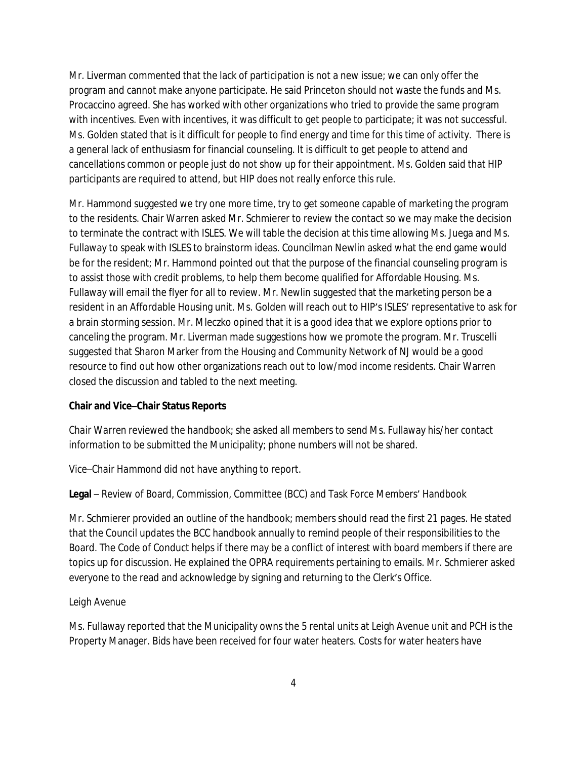Mr. Liverman commented that the lack of participation is not a new issue; we can only offer the program and cannot make anyone participate. He said Princeton should not waste the funds and Ms. Procaccino agreed. She has worked with other organizations who tried to provide the same program with incentives. Even with incentives, it was difficult to get people to participate; it was not successful. Ms. Golden stated that is it difficult for people to find energy and time for this time of activity. There is a general lack of enthusiasm for financial counseling. It is difficult to get people to attend and cancellations common or people just do not show up for their appointment. Ms. Golden said that HIP participants are required to attend, but HIP does not really enforce this rule.

Mr. Hammond suggested we try one more time, try to get someone capable of marketing the program to the residents. Chair Warren asked Mr. Schmierer to review the contact so we may make the decision to terminate the contract with ISLES. We will table the decision at this time allowing Ms. Juega and Ms. Fullaway to speak with ISLES to brainstorm ideas. Councilman Newlin asked what the end game would be for the resident; Mr. Hammond pointed out that the purpose of the financial counseling program is to assist those with credit problems, to help them become qualified for Affordable Housing. Ms. Fullaway will email the flyer for all to review. Mr. Newlin suggested that the marketing person be a resident in an Affordable Housing unit. Ms. Golden will reach out to HIP's ISLES' representative to ask for a brain storming session. Mr. Mleczko opined that it is a good idea that we explore options prior to canceling the program. Mr. Liverman made suggestions how we promote the program. Mr. Truscelli suggested that Sharon Marker from the Housing and Community Network of NJ would be a good resource to find out how other organizations reach out to low/mod income residents. Chair Warren closed the discussion and tabled to the next meeting.

**Chair and Vice–Chair Status Reports**

*Chair Warren reviewed the handbook; she asked all members to send Ms. Fullaway his/her contact information to be submitted the Municipality; phone numbers will not be shared.*

*Vice–Chair Hammond did not have anything to report.*

**Legal** – Review of Board, Commission, Committee (BCC) and Task Force Members' Handbook

Mr. Schmierer provided an outline of the handbook; members should read the first 21 pages. He stated that the Council updates the BCC handbook annually to remind people of their responsibilities to the Board. The Code of Conduct helps if there may be a conflict of interest with board members if there are topics up for discussion. He explained the OPRA requirements pertaining to emails. Mr. Schmierer asked everyone to the read and acknowledge by signing and returning to the Clerk's Office.

Leigh Avenue

Ms. Fullaway reported that the Municipality owns the 5 rental units at Leigh Avenue unit and PCH is the Property Manager. Bids have been received for four water heaters. Costs for water heaters have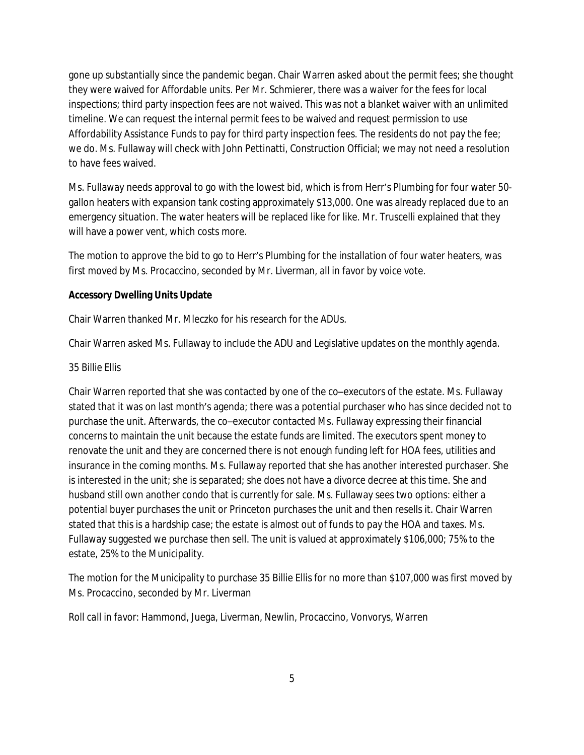gone up substantially since the pandemic began. Chair Warren asked about the permit fees; she thought they were waived for Affordable units. Per Mr. Schmierer, there was a waiver for the fees for local inspections; third party inspection fees are not waived. This was not a blanket waiver with an unlimited timeline. We can request the internal permit fees to be waived and request permission to use Affordability Assistance Funds to pay for third party inspection fees. The residents do not pay the fee; we do. Ms. Fullaway will check with John Pettinatti, Construction Official; we may not need a resolution to have fees waived.

Ms. Fullaway needs approval to go with the lowest bid, which is from Herr's Plumbing for four water 50-gallon heaters with expansion tank costing approximately $13,000. One was already replaced due to an emergency situation. The water heaters will be replaced like for like. Mr. Truscelli explained that they will have a power vent, which costs more.

The motion to approve the bid to go to Herr's Plumbing for the installation of four water heaters, was first moved by Ms. Procaccino, seconded by Mr. Liverman, all in favor by voice vote.

**Accessory Dwelling Units Update**

Chair Warren thanked Mr. Mleczko for his research for the ADUs.

Chair Warren asked Ms. Fullaway to include the ADU and Legislative updates on the monthly agenda.

35 Billie Ellis

Chair Warren reported that she was contacted by one of the co–executors of the estate. Ms. Fullaway stated that it was on last month's agenda; there was a potential purchaser who has since decided not to purchase the unit. Afterwards, the co–executor contacted Ms. Fullaway expressing their financial concerns to maintain the unit because the estate funds are limited. The executors spent money to renovate the unit and they are concerned there is not enough funding left for HOA fees, utilities and insurance in the coming months. Ms. Fullaway reported that she has another interested purchaser. She is interested in the unit; she is separated; she does not have a divorce decree at this time. She and husband still own another condo that is currently for sale. Ms. Fullaway sees two options: either a potential buyer purchases the unit or Princeton purchases the unit and then resells it. Chair Warren stated that this is a hardship case; the estate is almost out of funds to pay the HOA and taxes. Ms. Fullaway suggested we purchase then sell. The unit is valued at approximately $106,000; 75% to the estate, 25% to the Municipality.

The motion for the Municipality to purchase 35 Billie Ellis for no more than $107,000 was first moved by Ms. Procaccino, seconded by Mr. Liverman

Roll call in favor: Hammond, Juega, Liverman, Newlin, Procaccino, Vonvorys, Warren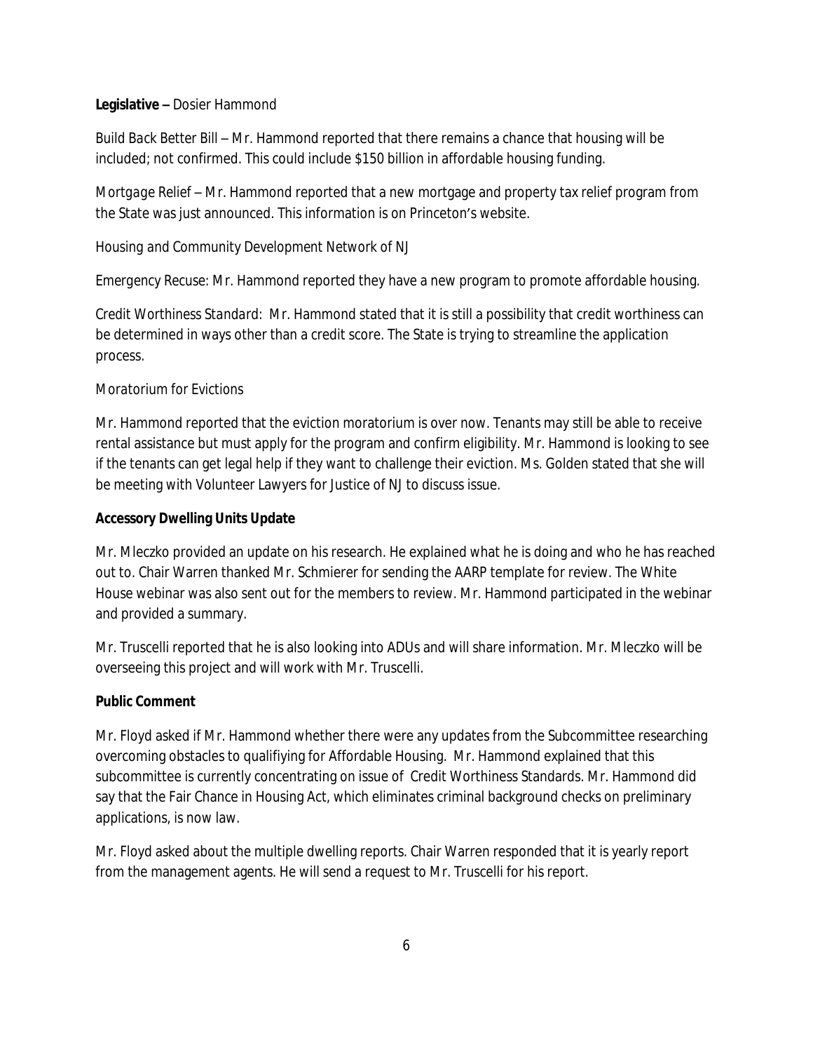**Legislative –** Dosier Hammond

*Build Back Better Bill* – Mr. Hammond reported that there remains a chance that housing will be included; not confirmed. This could include $150 billion in affordable housing funding.

*Mortgage Relief* – Mr. Hammond reported that a new mortgage and property tax relief program from the State was just announced. This information is on Princeton's website.

*Housing and Community Development Network of NJ*

*Emergency Recuse:* Mr. Hammond reported they have a new program to promote affordable housing.

*Credit Worthiness Standard:* Mr. Hammond stated that it is still a possibility that credit worthiness can be determined in ways other than a credit score. The State is trying to streamline the application process.

*Moratorium for Evictions*

Mr. Hammond reported that the eviction moratorium is over now. Tenants may still be able to receive rental assistance but must apply for the program and confirm eligibility. Mr. Hammond is looking to see if the tenants can get legal help if they want to challenge their eviction. Ms. Golden stated that she will be meeting with Volunteer Lawyers for Justice of NJ to discuss issue.

**Accessory Dwelling Units Update**

Mr. Mleczko provided an update on his research. He explained what he is doing and who he has reached out to. Chair Warren thanked Mr. Schmierer for sending the AARP template for review. The White House webinar was also sent out for the members to review. Mr. Hammond participated in the webinar and provided a summary.

Mr. Truscelli reported that he is also looking into ADUs and will share information. Mr. Mleczko will be overseeing this project and will work with Mr. Truscelli.

**Public Comment**

Mr. Floyd asked if Mr. Hammond whether there were any updates from the Subcommittee researching overcoming obstacles to qualifiying for Affordable Housing. Mr. Hammond explained that this subcommittee is currently concentrating on issue of Credit Worthiness Standards. Mr. Hammond did say that the Fair Chance in Housing Act, which eliminates criminal background checks on preliminary applications, is now law.

Mr. Floyd asked about the multiple dwelling reports. Chair Warren responded that it is yearly report from the management agents. He will send a request to Mr. Truscelli for his report.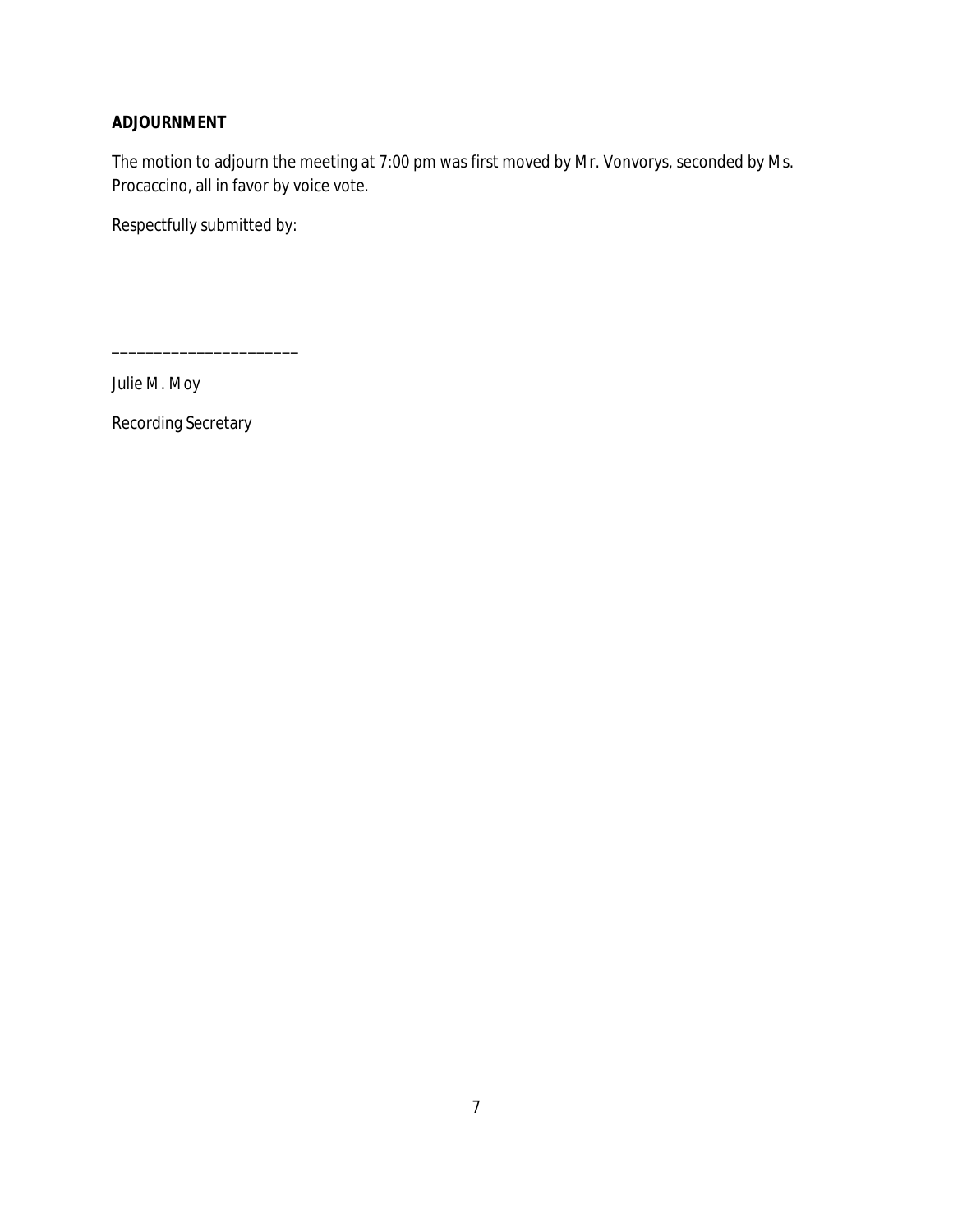**ADJOURNMENT**

The motion to adjourn the meeting at 7:00 pm was first moved by Mr. Vonvorys, seconded by Ms. Procaccino, all in favor by voice vote.

Respectfully submitted by:

______________________

Julie M. Moy

Recording Secretary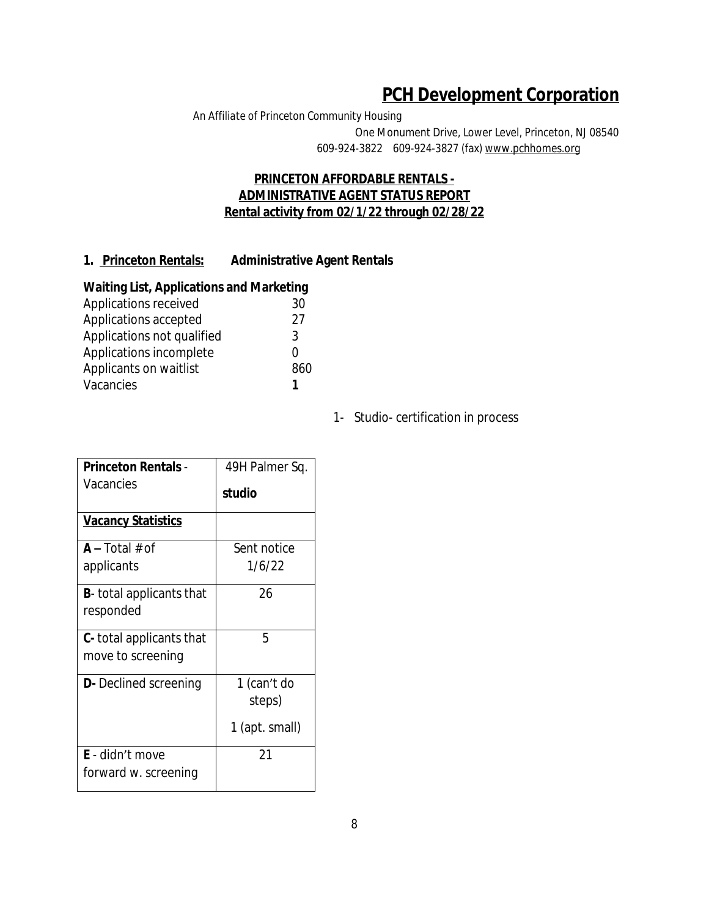# **PCH Development Corporation**

An Affiliate of Princeton Community Housing

One Monument Drive, Lower Level, Princeton, NJ 08540

609-924-3822 609-924-3827 (fax) www.pchhomes.org

## **PRINCETON AFFORDABLE RENTALS - ADMINISTRATIVE AGENT STATUS REPORT**
## **Rental activity from 02/1/22 through 02/28/22**

### **1. Princeton Rentals: Administrative Agent Rentals**

**Waiting List, Applications and Marketing**

| | |
|---|---|
| Applications received | 30 |
| Applications accepted | 27 |
| Applications not qualified | 3 |
| Applications incomplete | 0 |
| Applicants on waitlist | 860 |
| Vacancies | **1** |

1- Studio- certification in process

| **Princeton Rentals** - Vacancies | 49H Palmer Sq. **studio** |
|---|---|
| **Vacancy Statistics** | |
| **A –** Total # of applicants | Sent notice 1/6/22 |
| **B**- total applicants that responded | 26 |
| **C-** total applicants that move to screening | 5 |
| **D-** Declined screening | 1 (can't do steps) 1 (apt. small) |
| **E** - didn't move forward w. screening | 21 |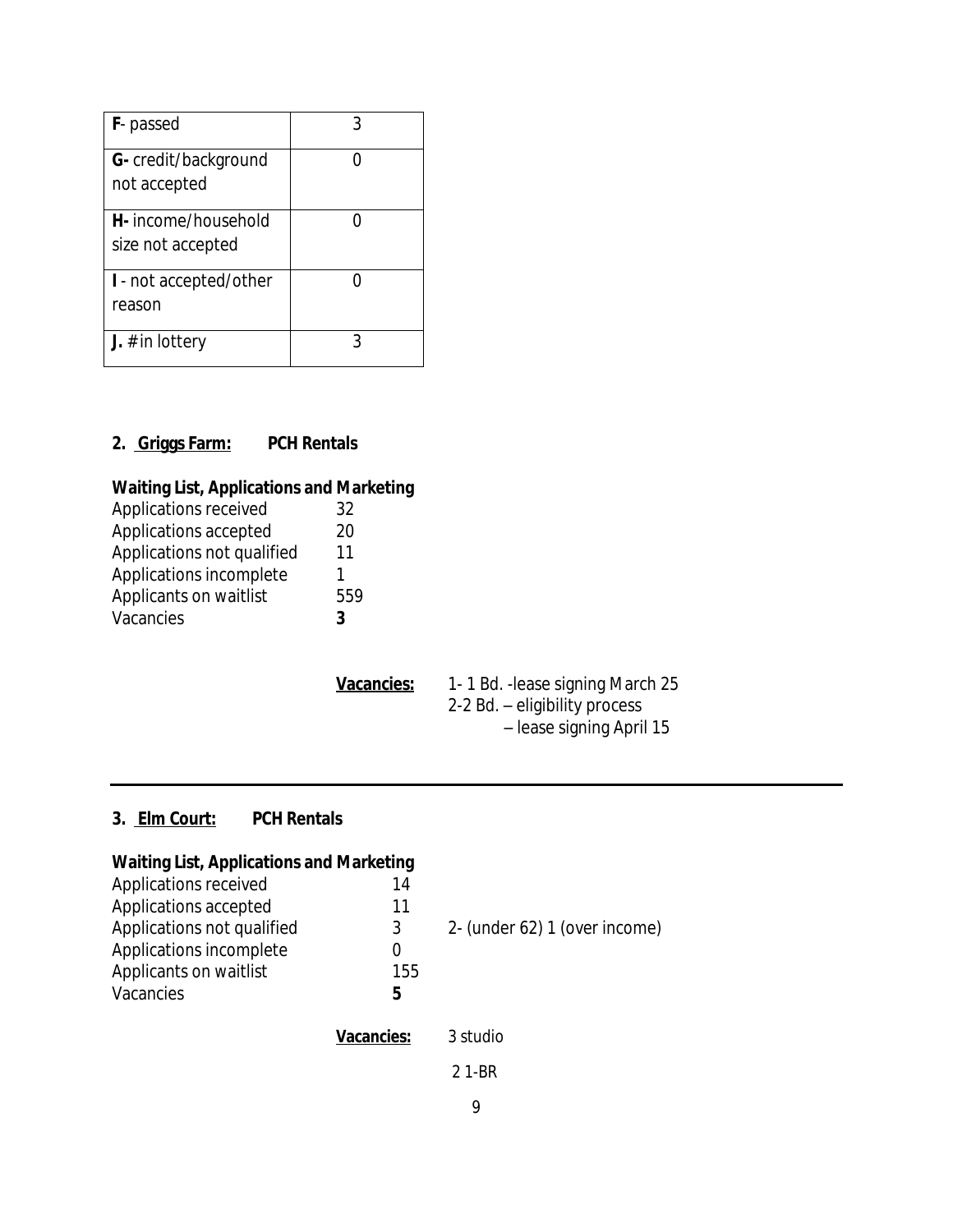| | |
|---|---|
| **F**- passed | 3 |
| **G-** credit/background not accepted | 0 |
| **H-** income/household size not accepted | 0 |
| **I** - not accepted/other reason | 0 |
| **J.** # in lottery | 3 |

## 2. Griggs Farm: PCH Rentals

**Waiting List, Applications and Marketing**

| | |
|---|---|
| Applications received | 32 |
| Applications accepted | 20 |
| Applications not qualified | 11 |
| Applications incomplete | 1 |
| Applicants on waitlist | 559 |
| Vacancies | **3** |

**Vacancies:** 1- 1 Bd. -lease signing March 25
2-2 Bd. – eligibility process
– lease signing April 15

---

## 3. Elm Court: PCH Rentals

**Waiting List, Applications and Marketing**

| | | |
|---|---|---|
| Applications received | 14 | |
| Applications accepted | 11 | |
| Applications not qualified | 3 | 2- (under 62) 1 (over income) |
| Applications incomplete | 0 | |
| Applicants on waitlist | 155 | |
| Vacancies | **5** | |

**Vacancies:** 3 studio

2 1-BR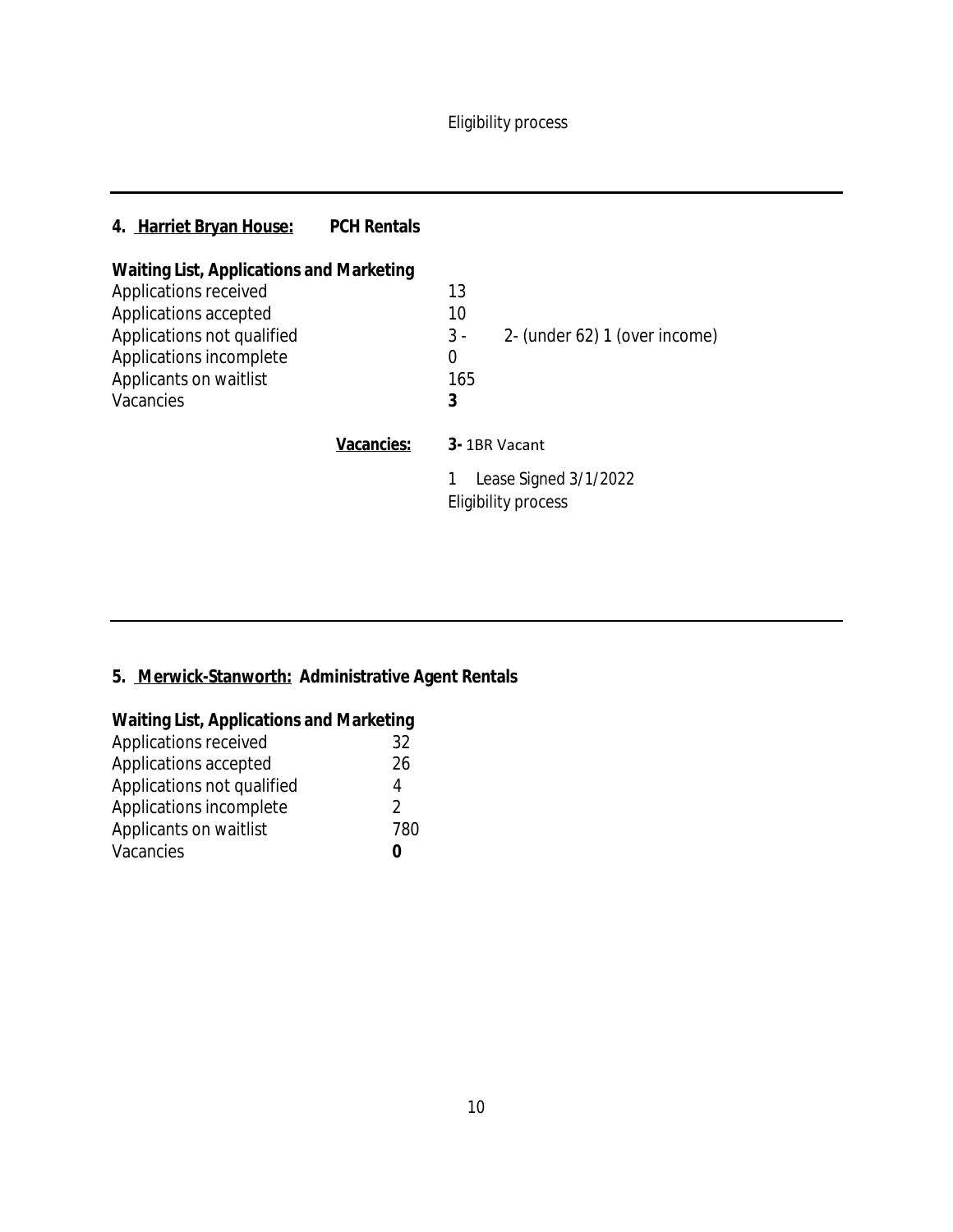Eligibility process

---

## 4. Harriet Bryan House: PCH Rentals

**Waiting List, Applications and Marketing**

| | | |
|---|---|---|
| Applications received | 13 | |
| Applications accepted | 10 | |
| Applications not qualified | 3 - | 2- (under 62) 1 (over income) |
| Applications incomplete | 0 | |
| Applicants on waitlist | 165 | |
| Vacancies | **3** | |

**Vacancies:** **3-** 1BR Vacant

1 Lease Signed 3/1/2022
Eligibility process

---

## 5. Merwick-Stanworth: Administrative Agent Rentals

**Waiting List, Applications and Marketing**

| | |
|---|---|
| Applications received | 32 |
| Applications accepted | 26 |
| Applications not qualified | 4 |
| Applications incomplete | 2 |
| Applicants on waitlist | 780 |
| Vacancies | **0** |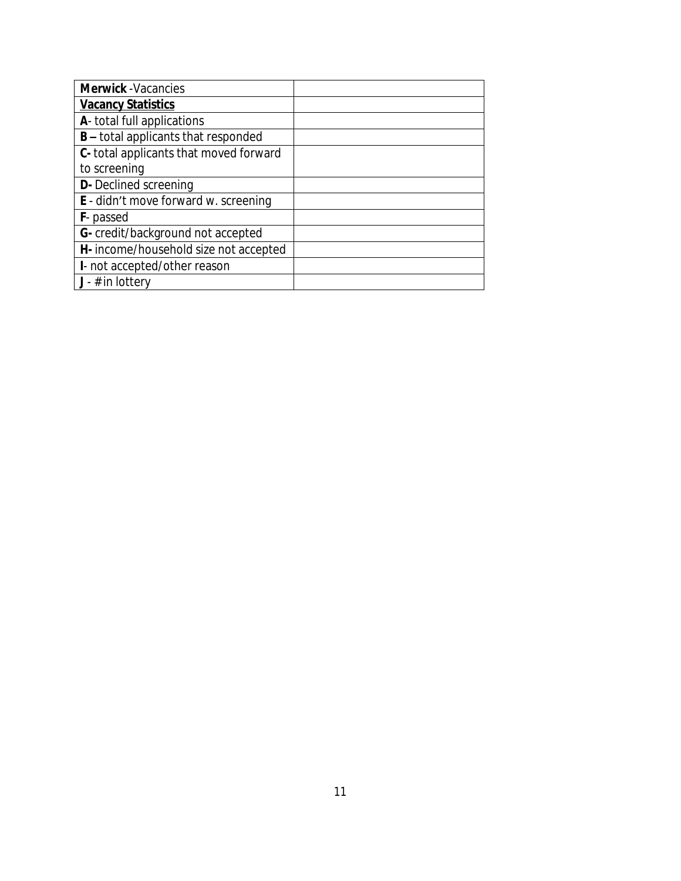| **Merwick** -Vacancies | |
|---|---|
| **<u>Vacancy Statistics</u>** | |
| **A**- total full applications | |
| **B –** total applicants that responded | |
| **C-** total applicants that moved forward to screening | |
| **D-** Declined screening | |
| **E** - didn't move forward w. screening | |
| **F**- passed | |
| **G-** credit/background not accepted | |
| **H-** income/household size not accepted | |
| **I**- not accepted/other reason | |
| **J** - # in lottery | |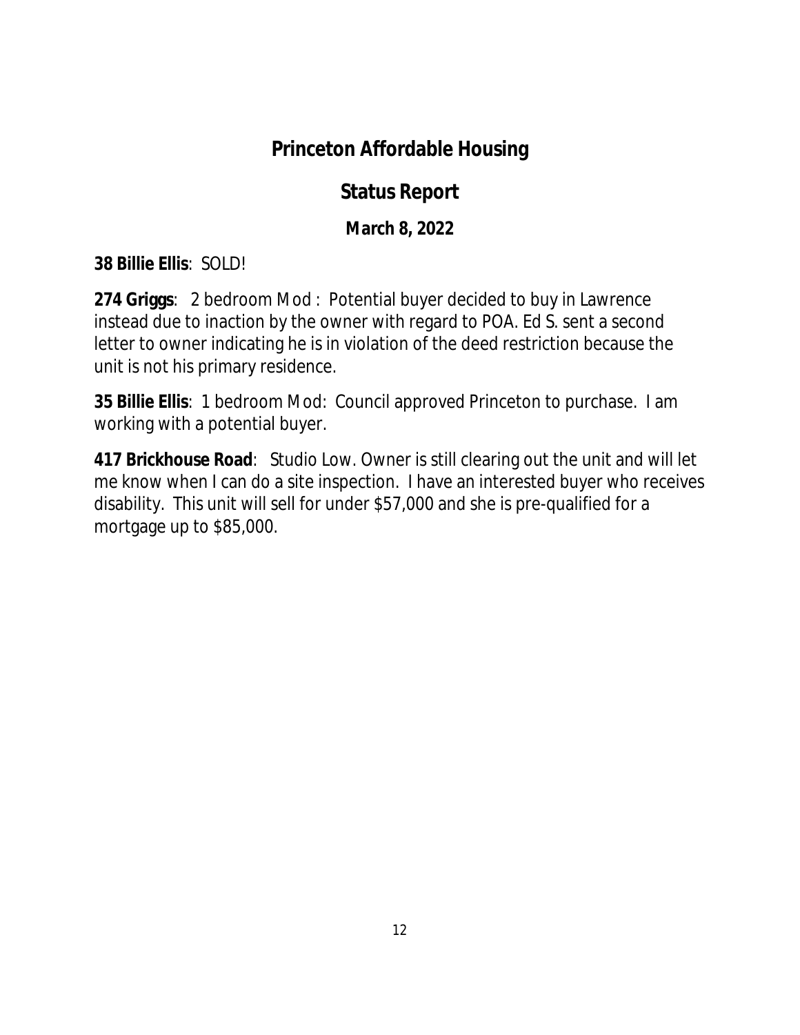# Princeton Affordable Housing

## Status Report

### March 8, 2022

**38 Billie Ellis**: SOLD!

**274 Griggs**: 2 bedroom Mod : Potential buyer decided to buy in Lawrence instead due to inaction by the owner with regard to POA. Ed S. sent a second letter to owner indicating he is in violation of the deed restriction because the unit is not his primary residence.

**35 Billie Ellis**: 1 bedroom Mod: Council approved Princeton to purchase. I am working with a potential buyer.

**417 Brickhouse Road**: Studio Low. Owner is still clearing out the unit and will let me know when I can do a site inspection. I have an interested buyer who receives disability. This unit will sell for under $57,000 and she is pre-qualified for a mortgage up to $85,000.